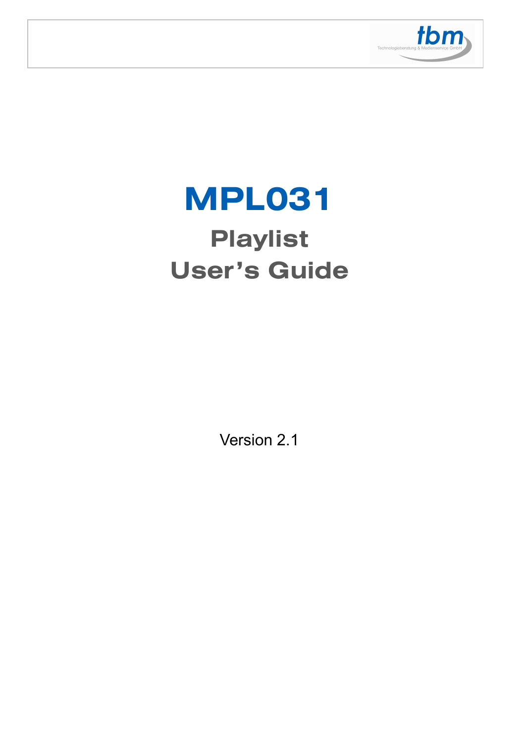# MPL031

## Playlist User's Guide

Version 2.1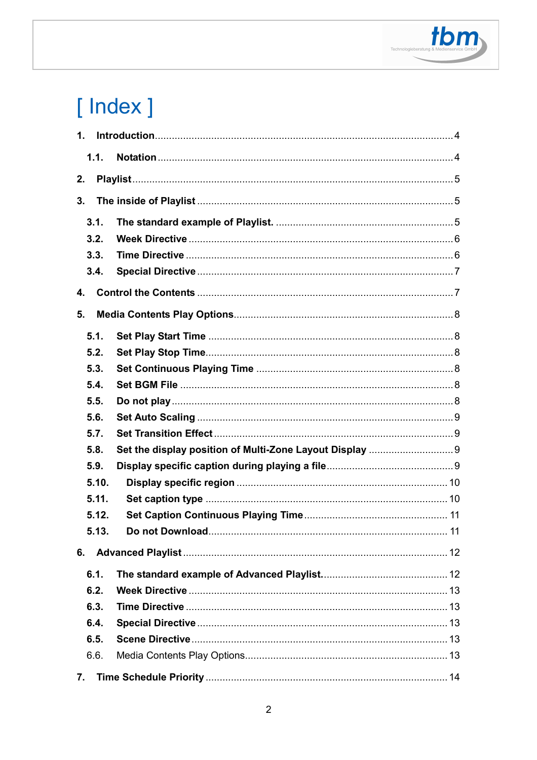# [ Index ]

1. **Introduction** ........................................................................................................ 4
   - 1.1. **Notation** ........................................................................................................ 4
2. **Playlist** ........................................................................................................ 5
3. **The inside of Playlist** ........................................................................................................ 5
   - 3.1. **The standard example of Playlist.** ........................................................................................................ 5
   - 3.2. **Week Directive** ........................................................................................................ 6
   - 3.3. **Time Directive** ........................................................................................................ 6
   - 3.4. **Special Directive** ........................................................................................................ 7
4. **Control the Contents** ........................................................................................................ 7
5. **Media Contents Play Options** ........................................................................................................ 8
   - 5.1. **Set Play Start Time** ........................................................................................................ 8
   - 5.2. **Set Play Stop Time** ........................................................................................................ 8
   - 5.3. **Set Continuous Playing Time** ........................................................................................................ 8
   - 5.4. **Set BGM File** ........................................................................................................ 8
   - 5.5. **Do not play** ........................................................................................................ 8
   - 5.6. **Set Auto Scaling** ........................................................................................................ 9
   - 5.7. **Set Transition Effect** ........................................................................................................ 9
   - 5.8. **Set the display position of Multi-Zone Layout Display** ........................................................................................................ 9
   - 5.9. **Display specific caption during playing a file** ........................................................................................................ 9
   - 5.10. **Display specific region** ........................................................................................................ 10
   - 5.11. **Set caption type** ........................................................................................................ 10
   - 5.12. **Set Caption Continuous Playing Time** ........................................................................................................ 11
   - 5.13. **Do not Download** ........................................................................................................ 11
6. **Advanced Playlist** ........................................................................................................ 12
   - 6.1. **The standard example of Advanced Playlist.** ........................................................................................................ 12
   - 6.2. **Week Directive** ........................................................................................................ 13
   - 6.3. **Time Directive** ........................................................................................................ 13
   - 6.4. **Special Directive** ........................................................................................................ 13
   - 6.5. **Scene Directive** ........................................................................................................ 13
   - 6.6. Media Contents Play Options ........................................................................................................ 13
7. **Time Schedule Priority** ........................................................................................................ 14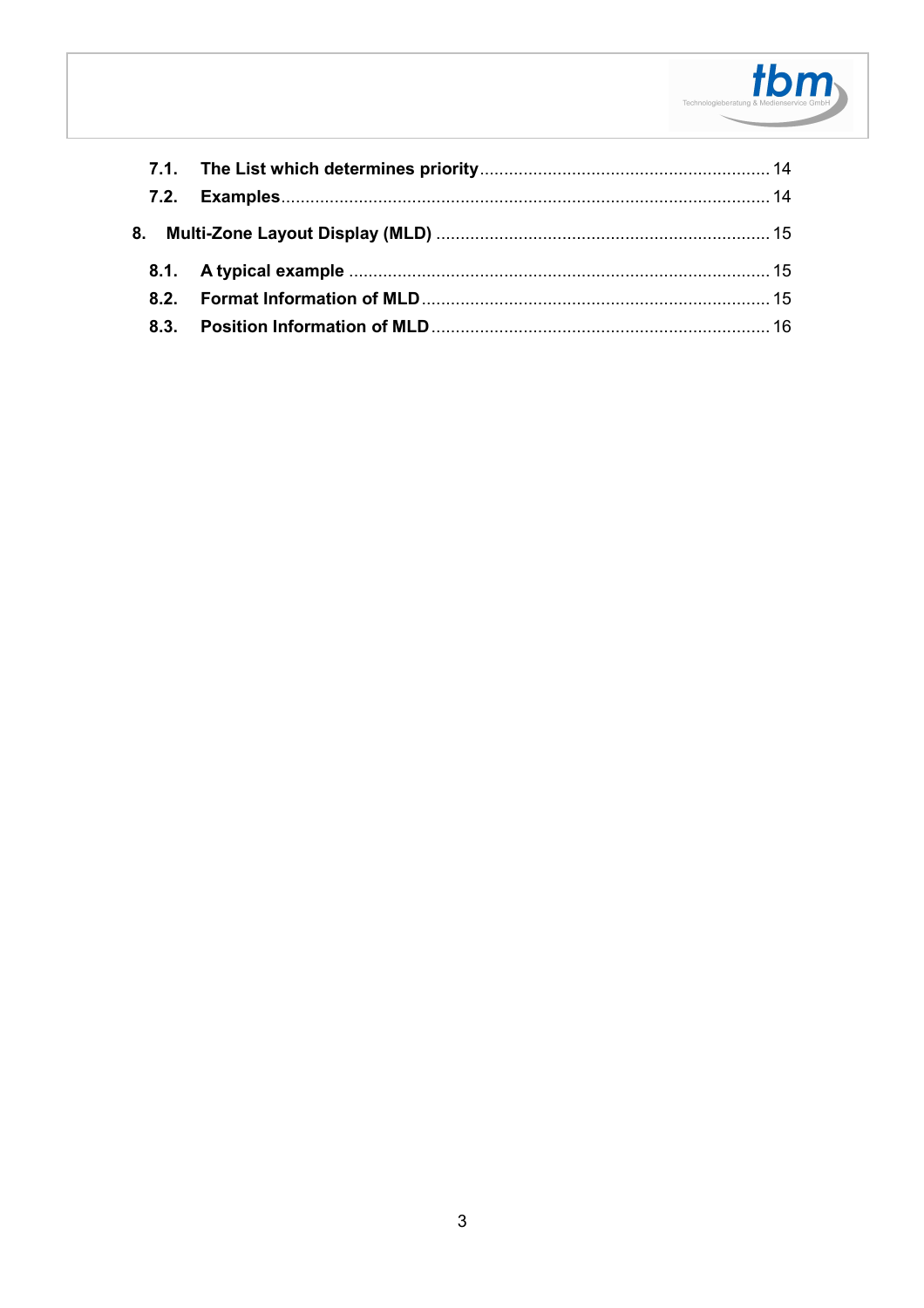- 7.1. **The List which determines priority** ... 14
- 7.2. **Examples** ... 14

**8. Multi-Zone Layout Display (MLD)** ... 15

- 8.1. **A typical example** ... 15
- 8.2. **Format Information of MLD** ... 15
- 8.3. **Position Information of MLD** ... 16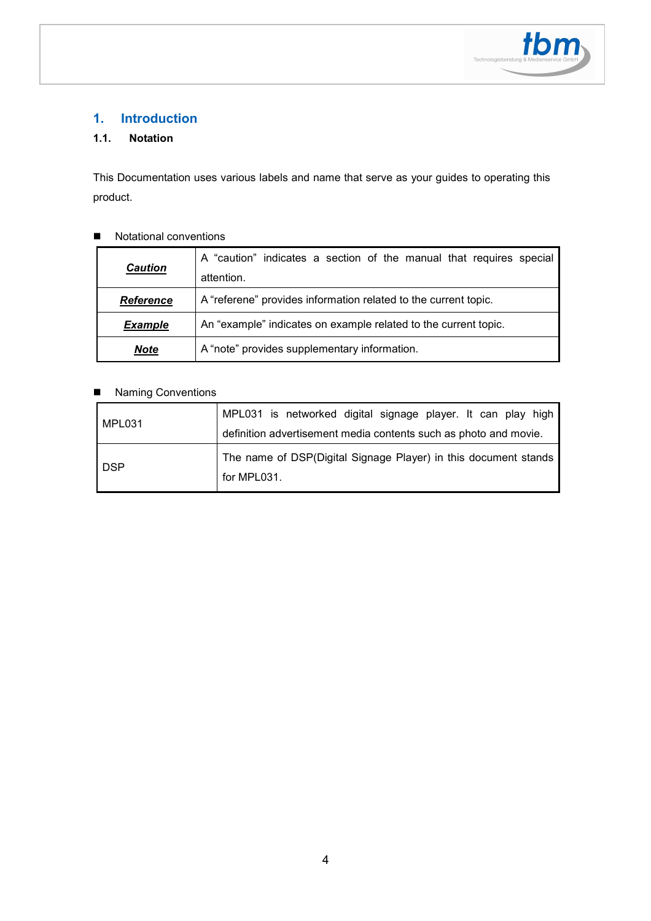# 1. Introduction

## 1.1. Notation

This Documentation uses various labels and name that serve as your guides to operating this product.

- Notational conventions

| | |
|---|---|
| ***Caution*** | A “caution” indicates a section of the manual that requires special attention. |
| ***Reference*** | A “referene” provides information related to the current topic. |
| ***Example*** | An “example” indicates on example related to the current topic. |
| ***Note*** | A “note” provides supplementary information. |

- Naming Conventions

| | |
|---|---|
| MPL031 | MPL031 is networked digital signage player. It can play high definition advertisement media contents such as photo and movie. |
| DSP | The name of DSP(Digital Signage Player) in this document stands for MPL031. |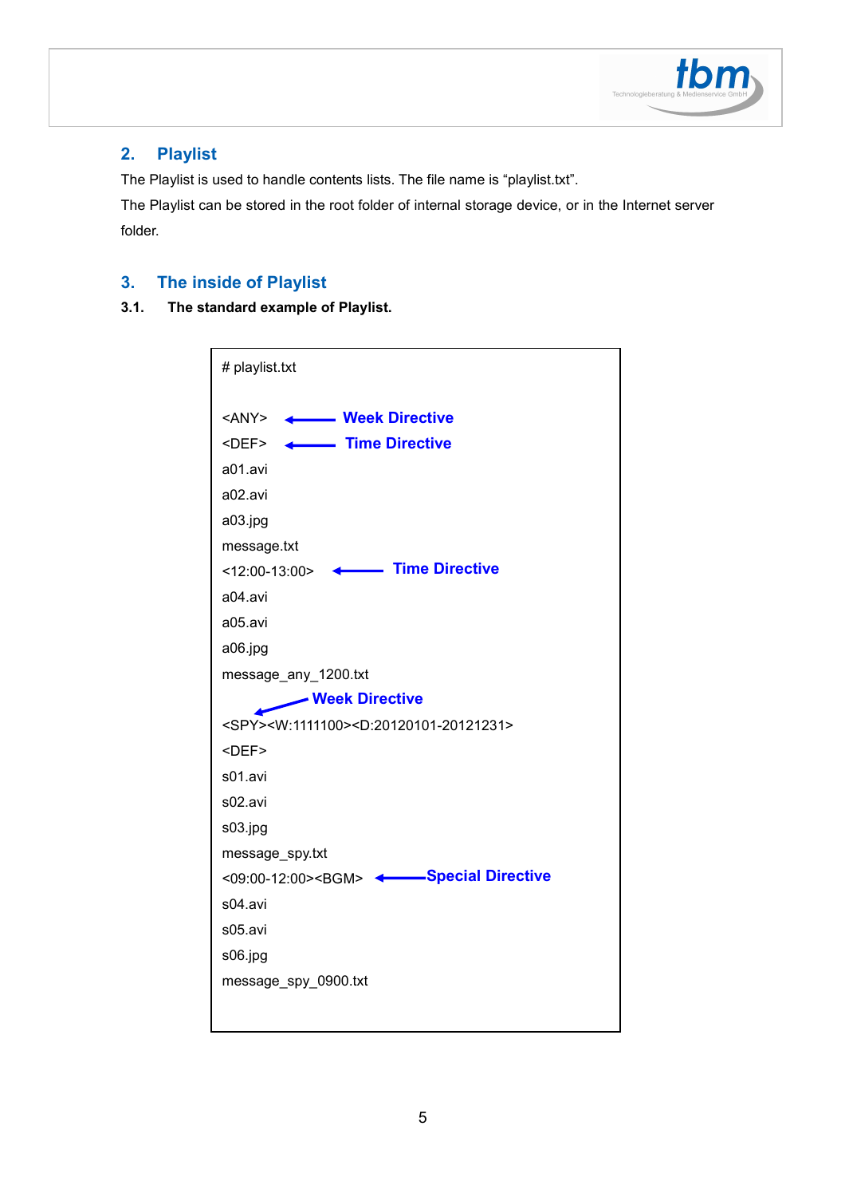## 2. Playlist

The Playlist is used to handle contents lists. The file name is “playlist.txt”.

The Playlist can be stored in the root folder of internal storage device, or in the Internet server folder.

## 3. The inside of Playlist

### 3.1. The standard example of Playlist.

```
# playlist.txt

<ANY>          ← Week Directive
<DEF>          ← Time Directive
a01.avi
a02.avi
a03.jpg
message.txt
<12:00-13:00>  ← Time Directive
a04.avi
a05.avi
a06.jpg
message_any_1200.txt
     ↙ Week Directive
<SPY><W:1111100><D:20120101-20121231>
<DEF>
s01.avi
s02.avi
s03.jpg
message_spy.txt
<09:00-12:00><BGM>  ← Special Directive
s04.avi
s05.avi
s06.jpg
message_spy_0900.txt
```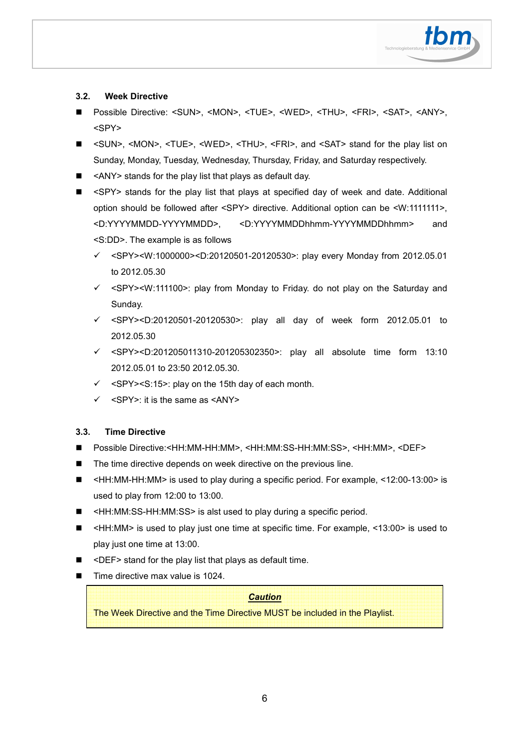### 3.2. Week Directive

- Possible Directive: <SUN>, <MON>, <TUE>, <WED>, <THU>, <FRI>, <SAT>, <ANY>, <SPY>
- <SUN>, <MON>, <TUE>, <WED>, <THU>, <FRI>, and <SAT> stand for the play list on Sunday, Monday, Tuesday, Wednesday, Thursday, Friday, and Saturday respectively.
- <ANY> stands for the play list that plays as default day.
- <SPY> stands for the play list that plays at specified day of week and date. Additional option should be followed after <SPY> directive. Additional option can be <W:1111111>, <D:YYYYMMDD-YYYYMMDD>, <D:YYYYMMDDhhmm-YYYYMMDDhhmm> and <S:DD>. The example is as follows
  - ✓ <SPY><W:1000000><D:20120501-20120530>: play every Monday from 2012.05.01 to 2012.05.30
  - ✓ <SPY><W:111100>: play from Monday to Friday. do not play on the Saturday and Sunday.
  - ✓ <SPY><D:20120501-20120530>: play all day of week form 2012.05.01 to 2012.05.30
  - ✓ <SPY><D:201205011310-201205302350>: play all absolute time form 13:10 2012.05.01 to 23:50 2012.05.30.
  - ✓ <SPY><S:15>: play on the 15th day of each month.
  - ✓ <SPY>: it is the same as <ANY>

### 3.3. Time Directive

- Possible Directive:<HH:MM-HH:MM>, <HH:MM:SS-HH:MM:SS>, <HH:MM>, <DEF>
- The time directive depends on week directive on the previous line.
- <HH:MM-HH:MM> is used to play during a specific period. For example, <12:00-13:00> is used to play from 12:00 to 13:00.
- <HH:MM:SS-HH:MM:SS> is alst used to play during a specific period.
- <HH:MM> is used to play just one time at specific time. For example, <13:00> is used to play just one time at 13:00.
- <DEF> stand for the play list that plays as default time.
- Time directive max value is 1024.

| ***Caution*** |
| --- |
| The Week Directive and the Time Directive MUST be included in the Playlist. |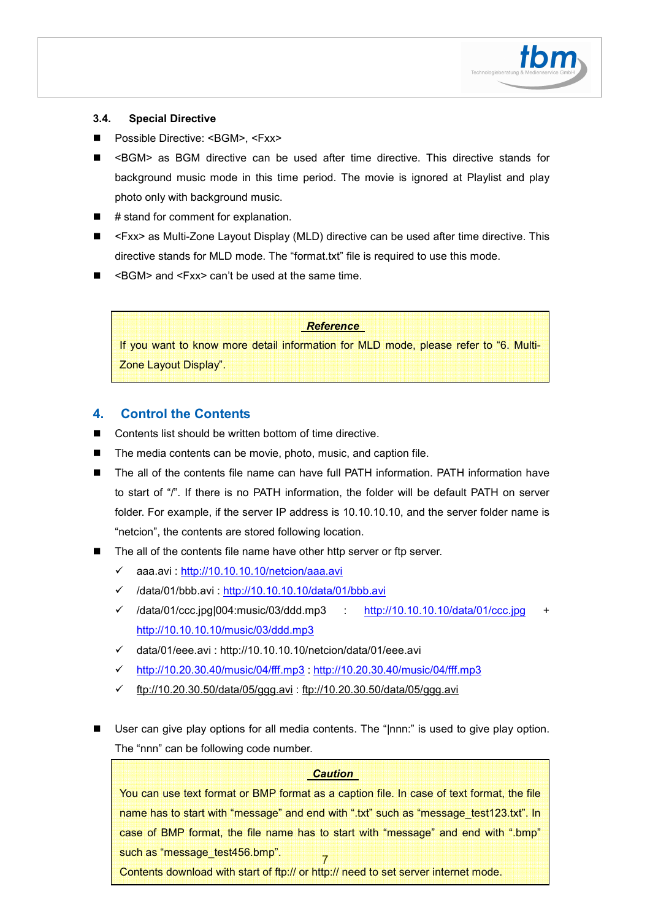### 3.4. Special Directive

- Possible Directive: <BGM>, <Fxx>
- <BGM> as BGM directive can be used after time directive. This directive stands for background music mode in this time period. The movie is ignored at Playlist and play photo only with background music.
- # stand for comment for explanation.
- <Fxx> as Multi-Zone Layout Display (MLD) directive can be used after time directive. This directive stands for MLD mode. The “format.txt” file is required to use this mode.
- <BGM> and <Fxx> can’t be used at the same time.

> ***Reference***
>
> If you want to know more detail information for MLD mode, please refer to “6. Multi-Zone Layout Display”.

## 4. Control the Contents

- Contents list should be written bottom of time directive.
- The media contents can be movie, photo, music, and caption file.
- The all of the contents file name can have full PATH information. PATH information have to start of “/”. If there is no PATH information, the folder will be default PATH on server folder. For example, if the server IP address is 10.10.10.10, and the server folder name is “netcion”, the contents are stored following location.
- The all of the contents file name have other http server or ftp server.
  - ✓ aaa.avi : http://10.10.10.10/netcion/aaa.avi
  - ✓ /data/01/bbb.avi : http://10.10.10.10/data/01/bbb.avi
  - ✓ /data/01/ccc.jpg|004:music/03/ddd.mp3 : http://10.10.10.10/data/01/ccc.jpg + http://10.10.10.10/music/03/ddd.mp3
  - ✓ data/01/eee.avi : http://10.10.10.10/netcion/data/01/eee.avi
  - ✓ http://10.20.30.40/music/04/fff.mp3 : http://10.20.30.40/music/04/fff.mp3
  - ✓ ftp://10.20.30.50/data/05/ggg.avi : ftp://10.20.30.50/data/05/ggg.avi

- User can give play options for all media contents. The “|nnn:” is used to give play option. The “nnn” can be following code number.

> ***Caution***
>
> You can use text format or BMP format as a caption file. In case of text format, the file name has to start with “message” and end with “.txt” such as “message_test123.txt”. In case of BMP format, the file name has to start with “message” and end with “.bmp” such as “message_test456.bmp”.
>
> Contents download with start of ftp:// or http:// need to set server internet mode.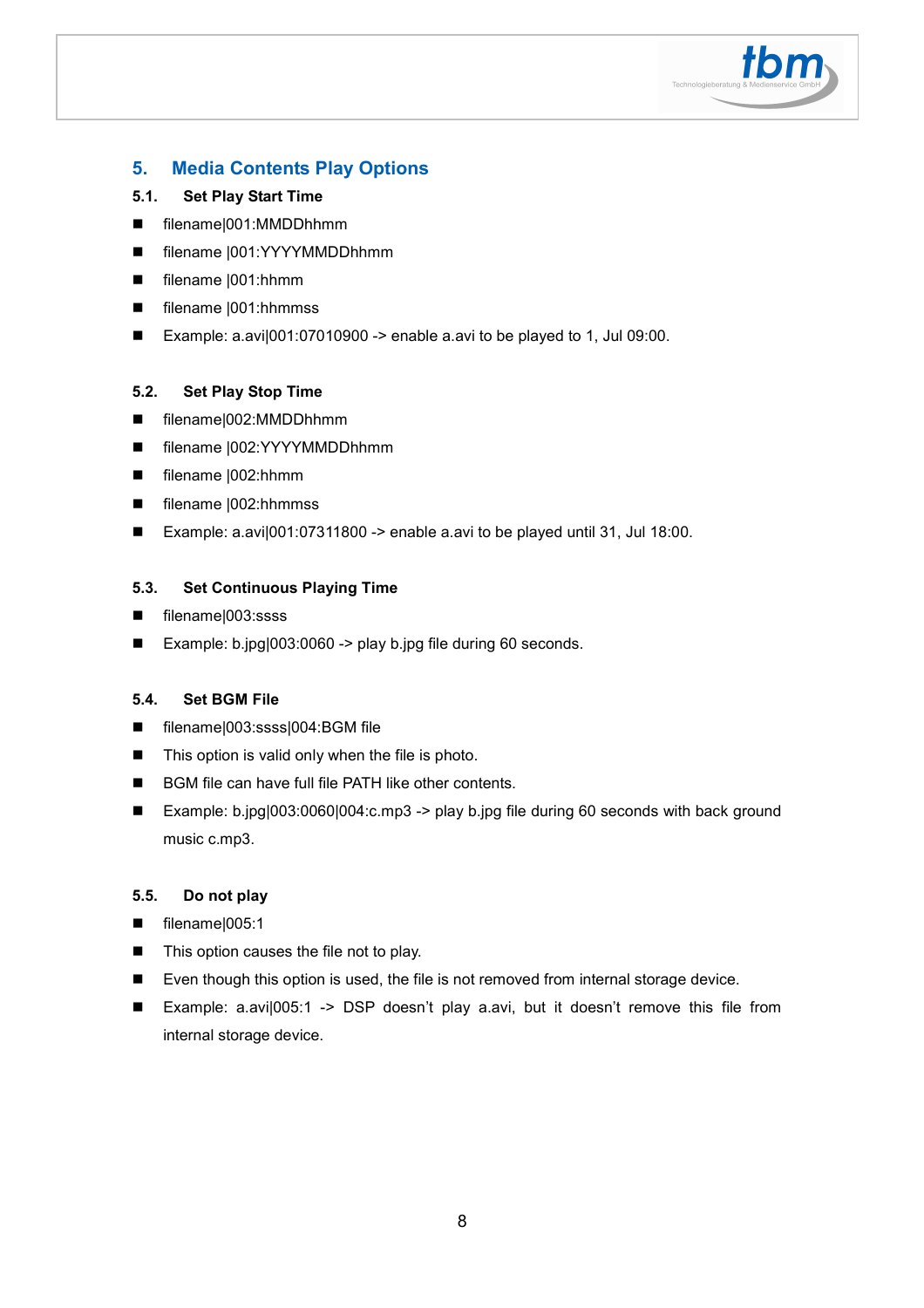## 5. Media Contents Play Options

### 5.1. Set Play Start Time

- filename|001:MMDDhhmm
- filename |001:YYYYMMDDhhmm
- filename |001:hhmm
- filename |001:hhmmss
- Example: a.avi|001:07010900 -> enable a.avi to be played to 1, Jul 09:00.

### 5.2. Set Play Stop Time

- filename|002:MMDDhhmm
- filename |002:YYYYMMDDhhmm
- filename |002:hhmm
- filename |002:hhmmss
- Example: a.avi|001:07311800 -> enable a.avi to be played until 31, Jul 18:00.

### 5.3. Set Continuous Playing Time

- filename|003:ssss
- Example: b.jpg|003:0060 -> play b.jpg file during 60 seconds.

### 5.4. Set BGM File

- filename|003:ssss|004:BGM file
- This option is valid only when the file is photo.
- BGM file can have full file PATH like other contents.
- Example: b.jpg|003:0060|004:c.mp3 -> play b.jpg file during 60 seconds with back ground music c.mp3.

### 5.5. Do not play

- filename|005:1
- This option causes the file not to play.
- Even though this option is used, the file is not removed from internal storage device.
- Example: a.avi|005:1 -> DSP doesn't play a.avi, but it doesn't remove this file from internal storage device.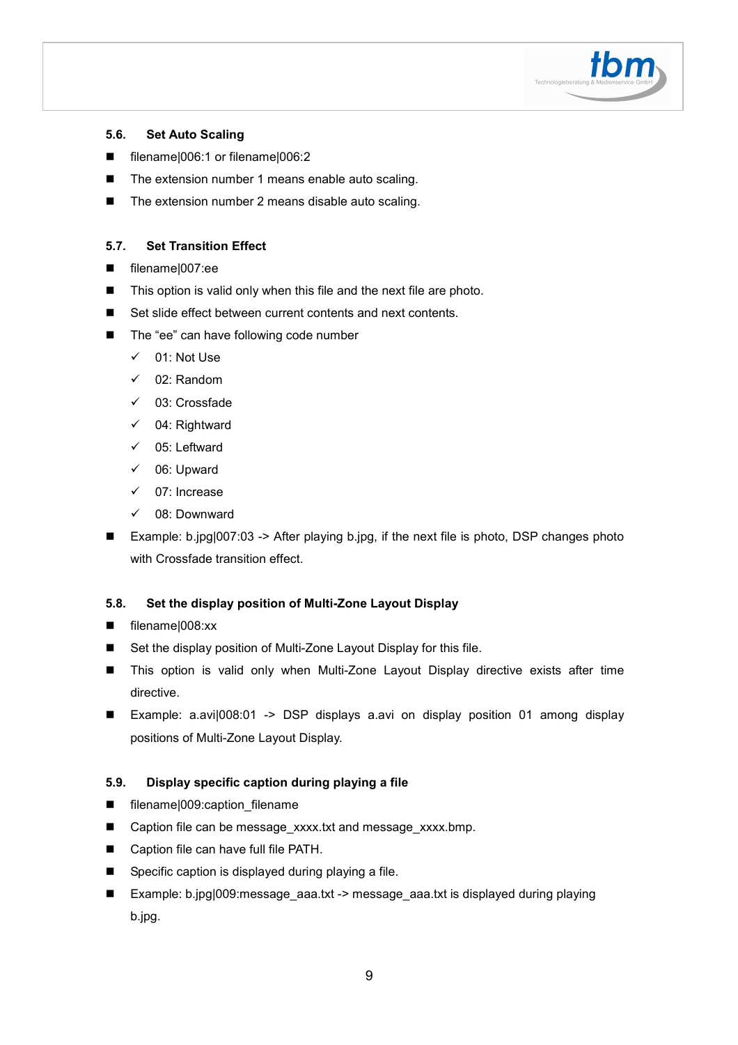### 5.6. Set Auto Scaling

- filename|006:1 or filename|006:2
- The extension number 1 means enable auto scaling.
- The extension number 2 means disable auto scaling.

### 5.7. Set Transition Effect

- filename|007:ee
- This option is valid only when this file and the next file are photo.
- Set slide effect between current contents and next contents.
- The "ee" can have following code number
  - ✓ 01: Not Use
  - ✓ 02: Random
  - ✓ 03: Crossfade
  - ✓ 04: Rightward
  - ✓ 05: Leftward
  - ✓ 06: Upward
  - ✓ 07: Increase
  - ✓ 08: Downward
- Example: b.jpg|007:03 -> After playing b.jpg, if the next file is photo, DSP changes photo with Crossfade transition effect.

### 5.8. Set the display position of Multi-Zone Layout Display

- filename|008:xx
- Set the display position of Multi-Zone Layout Display for this file.
- This option is valid only when Multi-Zone Layout Display directive exists after time directive.
- Example: a.avi|008:01 -> DSP displays a.avi on display position 01 among display positions of Multi-Zone Layout Display.

### 5.9. Display specific caption during playing a file

- filename|009:caption_filename
- Caption file can be message_xxxx.txt and message_xxxx.bmp.
- Caption file can have full file PATH.
- Specific caption is displayed during playing a file.
- Example: b.jpg|009:message_aaa.txt -> message_aaa.txt is displayed during playing b.jpg.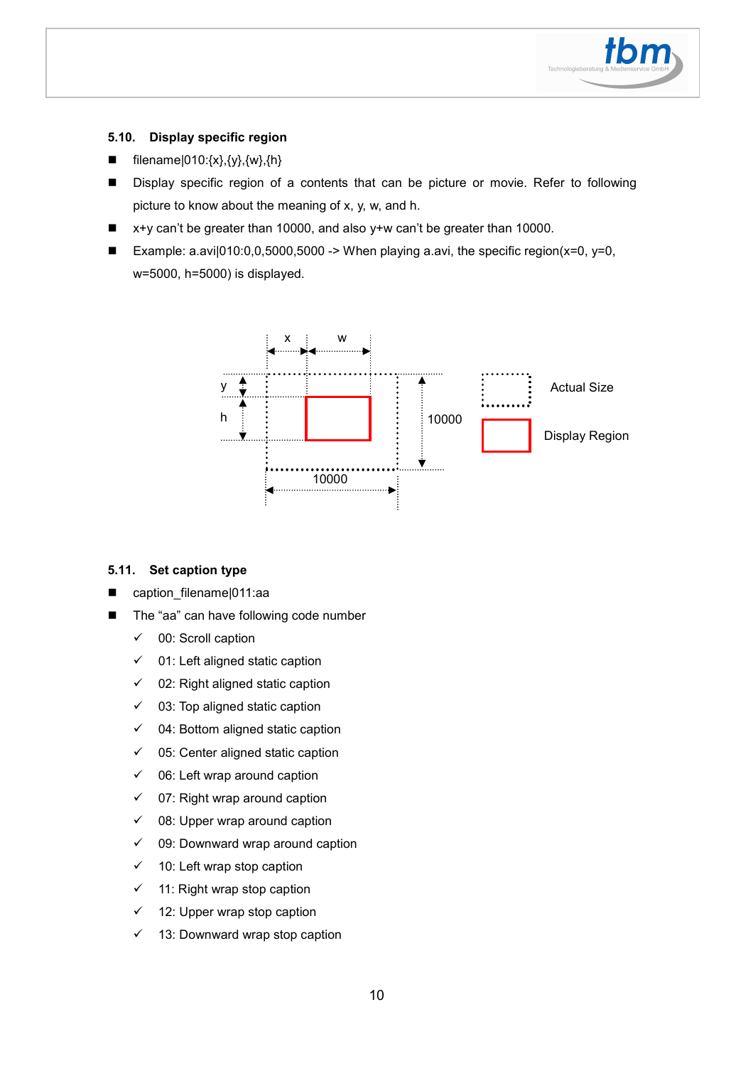### 5.10. Display specific region

- filename|010:{x},{y},{w},{h}
- Display specific region of a contents that can be picture or movie. Refer to following picture to know about the meaning of x, y, w, and h.
- x+y can't be greater than 10000, and also y+w can't be greater than 10000.
- Example: a.avi|010:0,0,5000,5000 -> When playing a.avi, the specific region(x=0, y=0, w=5000, h=5000) is displayed.

### 5.11. Set caption type

- caption_filename|011:aa
- The "aa" can have following code number
  - ✓ 00: Scroll caption
  - ✓ 01: Left aligned static caption
  - ✓ 02: Right aligned static caption
  - ✓ 03: Top aligned static caption
  - ✓ 04: Bottom aligned static caption
  - ✓ 05: Center aligned static caption
  - ✓ 06: Left wrap around caption
  - ✓ 07: Right wrap around caption
  - ✓ 08: Upper wrap around caption
  - ✓ 09: Downward wrap around caption
  - ✓ 10: Left wrap stop caption
  - ✓ 11: Right wrap stop caption
  - ✓ 12: Upper wrap stop caption
  - ✓ 13: Downward wrap stop caption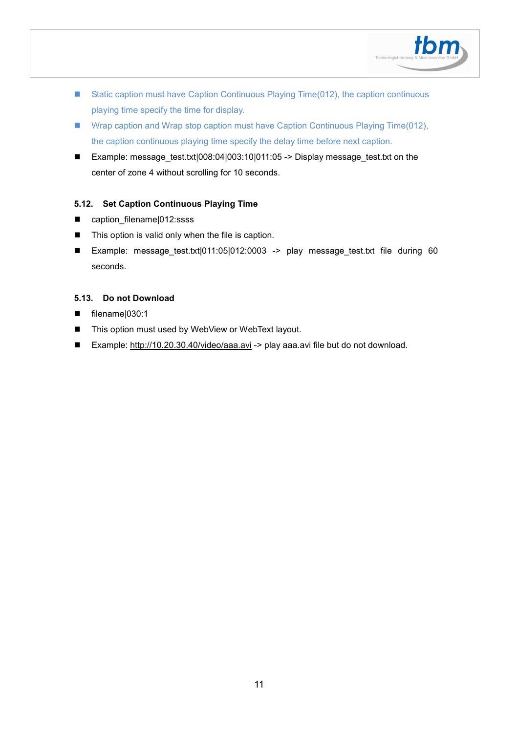- Static caption must have Caption Continuous Playing Time(012), the caption continuous playing time specify the time for display.
- Wrap caption and Wrap stop caption must have Caption Continuous Playing Time(012), the caption continuous playing time specify the delay time before next caption.
- Example: message_test.txt|008:04|003:10|011:05 -> Display message_test.txt on the center of zone 4 without scrolling for 10 seconds.

### 5.12. Set Caption Continuous Playing Time

- caption_filename|012:ssss
- This option is valid only when the file is caption.
- Example: message_test.txt|011:05|012:0003 -> play message_test.txt file during 60 seconds.

### 5.13. Do not Download

- filename|030:1
- This option must used by WebView or WebText layout.
- Example: http://10.20.30.40/video/aaa.avi -> play aaa.avi file but do not download.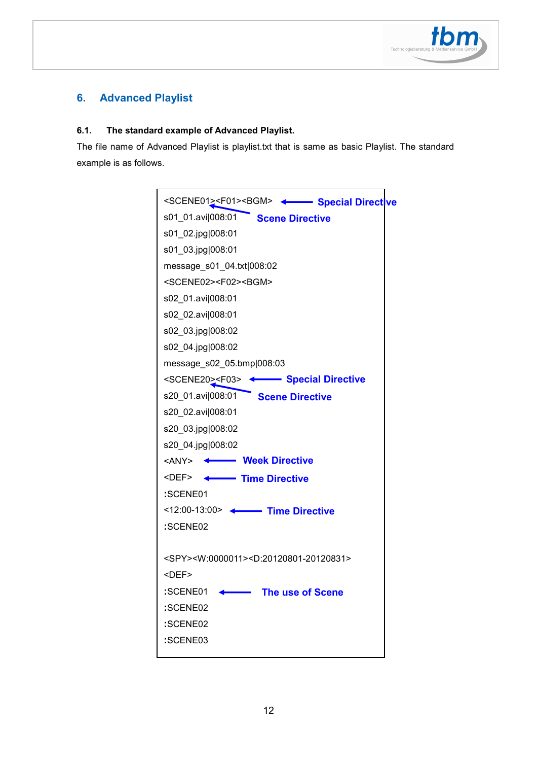## 6. Advanced Playlist

### 6.1. The standard example of Advanced Playlist.

The file name of Advanced Playlist is playlist.txt that is same as basic Playlist. The standard example is as follows.

```
<SCENE01><F01><BGM>          ← Special Directive   (← Scene Directive)
s01_01.avi|008:01
s01_02.jpg|008:01
s01_03.jpg|008:01
message_s01_04.txt|008:02
<SCENE02><F02><BGM>
s02_01.avi|008:01
s02_02.avi|008:01
s02_03.jpg|008:02
s02_04.jpg|008:02
message_s02_05.bmp|008:03
<SCENE20><F03>               ← Special Directive   (← Scene Directive)
s20_01.avi|008:01
s20_02.avi|008:01
s20_03.jpg|008:02
s20_04.jpg|008:02
<ANY>                        ← Week Directive
<DEF>                        ← Time Directive
:SCENE01
<12:00-13:00>                ← Time Directive
:SCENE02

<SPY><W:0000011><D:20120801-20120831>
<DEF>
:SCENE01                     ← The use of Scene
:SCENE02
:SCENE02
:SCENE03
```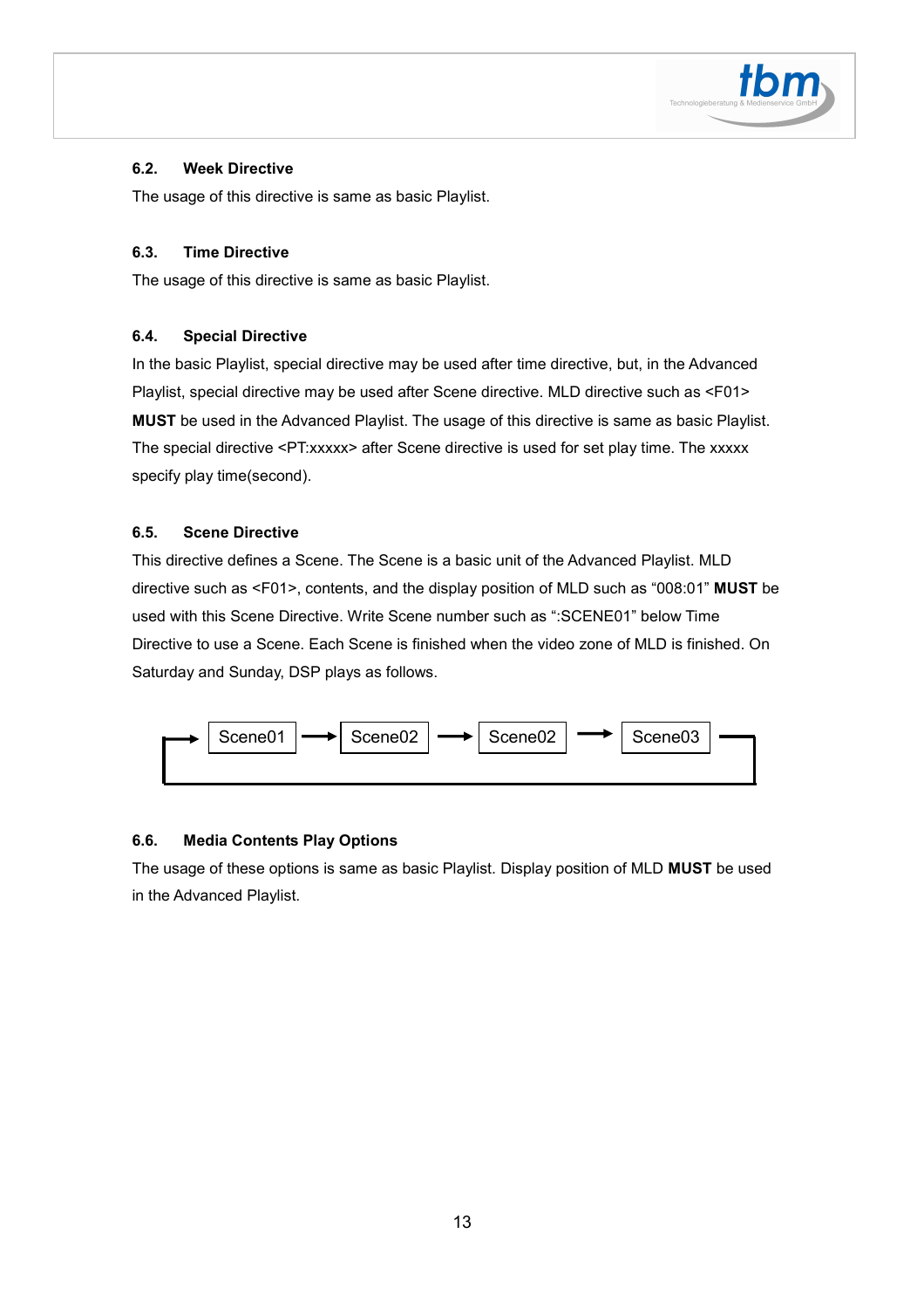### 6.2. Week Directive

The usage of this directive is same as basic Playlist.

### 6.3. Time Directive

The usage of this directive is same as basic Playlist.

### 6.4. Special Directive

In the basic Playlist, special directive may be used after time directive, but, in the Advanced Playlist, special directive may be used after Scene directive. MLD directive such as <F01> **MUST** be used in the Advanced Playlist. The usage of this directive is same as basic Playlist. The special directive <PT:xxxxx> after Scene directive is used for set play time. The xxxxx specify play time(second).

### 6.5. Scene Directive

This directive defines a Scene. The Scene is a basic unit of the Advanced Playlist. MLD directive such as <F01>, contents, and the display position of MLD such as “008:01” **MUST** be used with this Scene Directive. Write Scene number such as “:SCENE01” below Time Directive to use a Scene. Each Scene is finished when the video zone of MLD is finished. On Saturday and Sunday, DSP plays as follows.

Scene01 → Scene02 → Scene02 → Scene03 → (back to Scene01)

### 6.6. Media Contents Play Options

The usage of these options is same as basic Playlist. Display position of MLD **MUST** be used in the Advanced Playlist.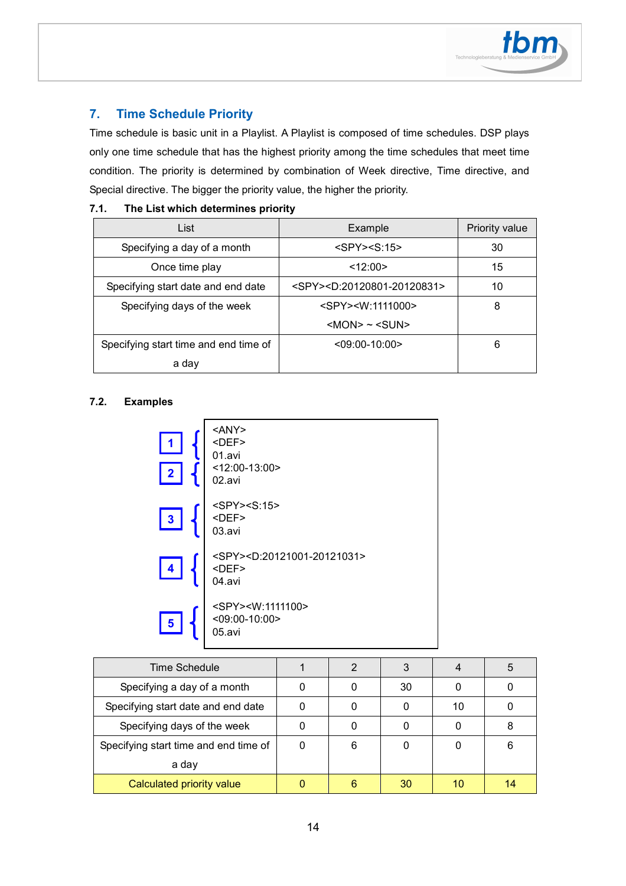## 7. Time Schedule Priority

Time schedule is basic unit in a Playlist. A Playlist is composed of time schedules. DSP plays only one time schedule that has the highest priority among the time schedules that meet time condition. The priority is determined by combination of Week directive, Time directive, and Special directive. The bigger the priority value, the higher the priority.

### 7.1. The List which determines priority

| List | Example | Priority value |
|---|---|---|
| Specifying a day of a month | <SPY><S:15> | 30 |
| Once time play | <12:00> | 15 |
| Specifying start date and end date | <SPY><D:20120801-20120831> | 10 |
| Specifying days of the week | <SPY><W:1111000><br><MON> ~ <SUN> | 8 |
| Specifying start time and end time of a day | <09:00-10:00> | 6 |

### 7.2. Examples

```
1 { <ANY>
    <DEF>
    01.avi
2 { <12:00-13:00>
    02.avi

3 { <SPY><S:15>
    <DEF>
    03.avi

4 { <SPY><D:20121001-20121031>
    <DEF>
    04.avi

5 { <SPY><W:1111100>
    <09:00-10:00>
    05.avi
```

| Time Schedule | 1 | 2 | 3 | 4 | 5 |
|---|---|---|---|---|---|
| Specifying a day of a month | 0 | 0 | 30 | 0 | 0 |
| Specifying start date and end date | 0 | 0 | 0 | 10 | 0 |
| Specifying days of the week | 0 | 0 | 0 | 0 | 8 |
| Specifying start time and end time of a day | 0 | 6 | 0 | 0 | 6 |
| Calculated priority value | 0 | 6 | 30 | 10 | 14 |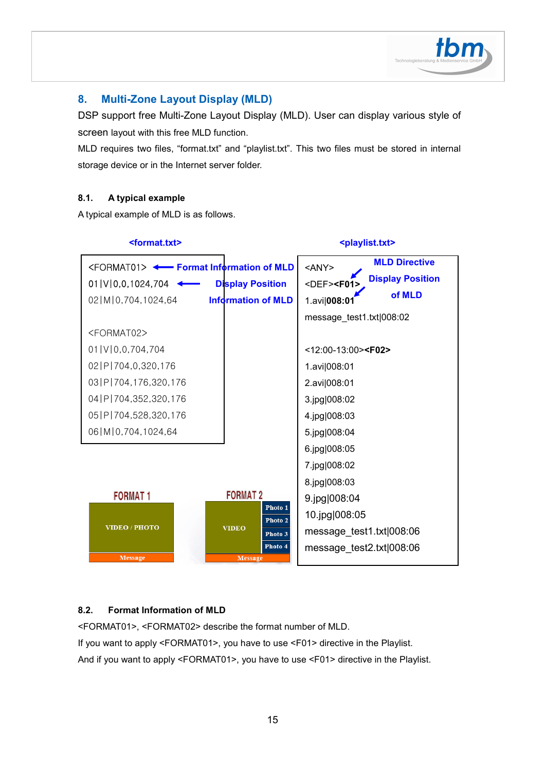## 8. Multi-Zone Layout Display (MLD)

DSP support free Multi-Zone Layout Display (MLD). User can display various style of screen layout with this free MLD function.

MLD requires two files, “format.txt” and “playlist.txt”. This two files must be stored in internal storage device or in the Internet server folder.

### 8.1. A typical example

A typical example of MLD is as follows.

**<format.txt>**

```
<FORMAT01>          <- Format Information of MLD
01|V|0,0,1024,704   <- Display Position
02|M|0,704,1024,64     Information of MLD

<FORMAT02>
01|V|0,0,704,704
02|P|704,0,320,176
03|P|704,176,320,176
04|P|704,352,320,176
05|P|704,528,320,176
06|M|0,704,1024,64
```

**<playlist.txt>**

```
<ANY>                  MLD Directive
<DEF><F01>             Display Position
1.avi|008:01           of MLD
message_test1.txt|008:02

<12:00-13:00><F02>
1.avi|008:01
2.avi|008:01
3.jpg|008:02
4.jpg|008:03
5.jpg|008:04
6.jpg|008:05
7.jpg|008:02
8.jpg|008:03
9.jpg|008:04
10.jpg|008:05
message_test1.txt|008:06
message_test2.txt|008:06
```

FORMAT 1: VIDEO / PHOTO, Message

FORMAT 2: VIDEO, Photo 1, Photo 2, Photo 3, Photo 4, Message

### 8.2. Format Information of MLD

<FORMAT01>, <FORMAT02> describe the format number of MLD.

If you want to apply <FORMAT01>, you have to use <F01> directive in the Playlist.

And if you want to apply <FORMAT01>, you have to use <F01> directive in the Playlist.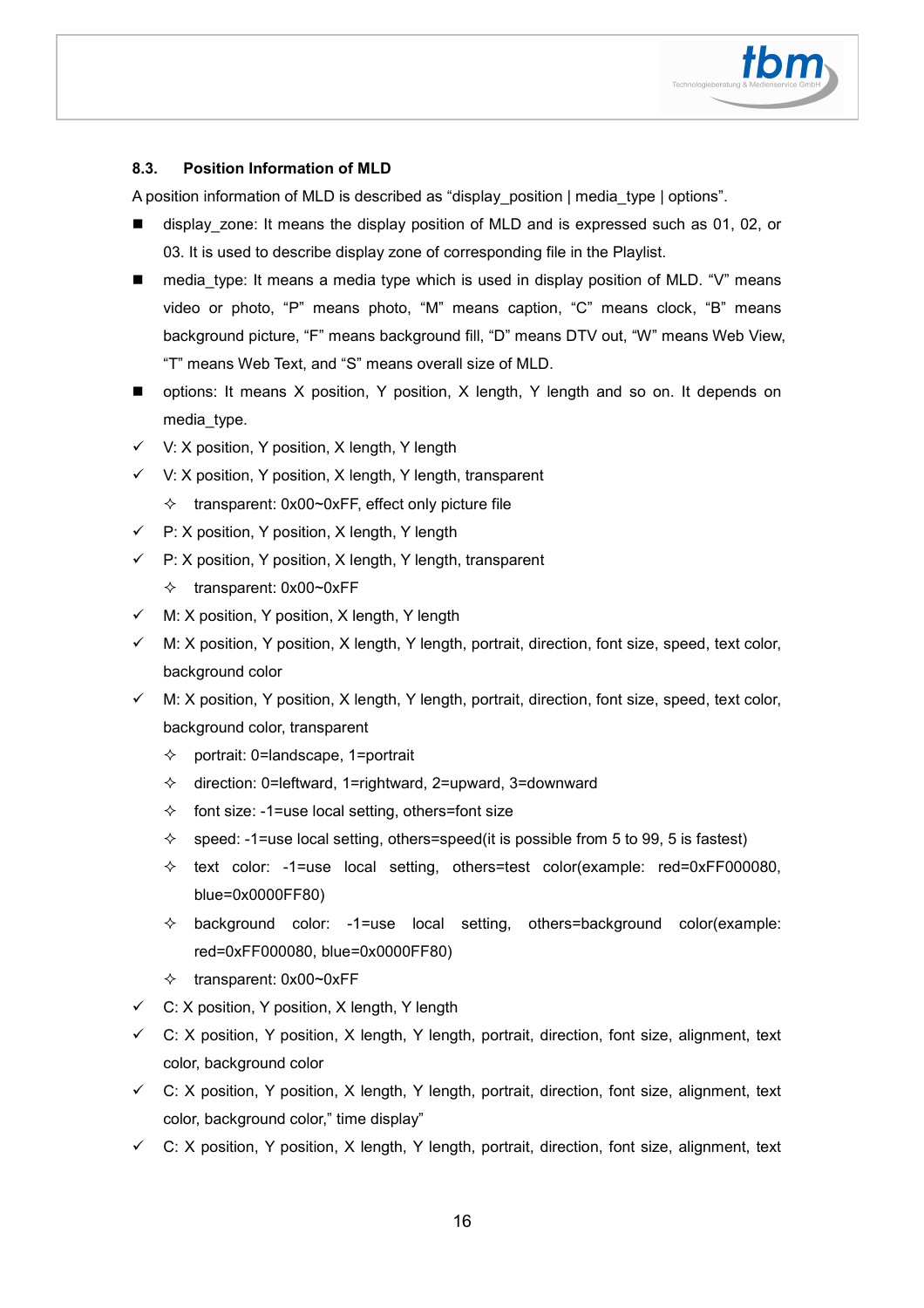### 8.3. Position Information of MLD

A position information of MLD is described as “display_position | media_type | options”.

- display_zone: It means the display position of MLD and is expressed such as 01, 02, or 03. It is used to describe display zone of corresponding file in the Playlist.
- media_type: It means a media type which is used in display position of MLD. “V” means video or photo, “P” means photo, “M” means caption, “C” means clock, “B” means background picture, “F” means background fill, “D” means DTV out, “W” means Web View, “T” means Web Text, and “S” means overall size of MLD.
- options: It means X position, Y position, X length, Y length and so on. It depends on media_type.

- ✓ V: X position, Y position, X length, Y length
- ✓ V: X position, Y position, X length, Y length, transparent
  - ✧ transparent: 0x00~0xFF, effect only picture file
- ✓ P: X position, Y position, X length, Y length
- ✓ P: X position, Y position, X length, Y length, transparent
  - ✧ transparent: 0x00~0xFF
- ✓ M: X position, Y position, X length, Y length
- ✓ M: X position, Y position, X length, Y length, portrait, direction, font size, speed, text color, background color
- ✓ M: X position, Y position, X length, Y length, portrait, direction, font size, speed, text color, background color, transparent
  - ✧ portrait: 0=landscape, 1=portrait
  - ✧ direction: 0=leftward, 1=rightward, 2=upward, 3=downward
  - ✧ font size: -1=use local setting, others=font size
  - ✧ speed: -1=use local setting, others=speed(it is possible from 5 to 99, 5 is fastest)
  - ✧ text color: -1=use local setting, others=test color(example: red=0xFF000080, blue=0x0000FF80)
  - ✧ background color: -1=use local setting, others=background color(example: red=0xFF000080, blue=0x0000FF80)
  - ✧ transparent: 0x00~0xFF
- ✓ C: X position, Y position, X length, Y length
- ✓ C: X position, Y position, X length, Y length, portrait, direction, font size, alignment, text color, background color
- ✓ C: X position, Y position, X length, Y length, portrait, direction, font size, alignment, text color, background color,” time display”
- ✓ C: X position, Y position, X length, Y length, portrait, direction, font size, alignment, text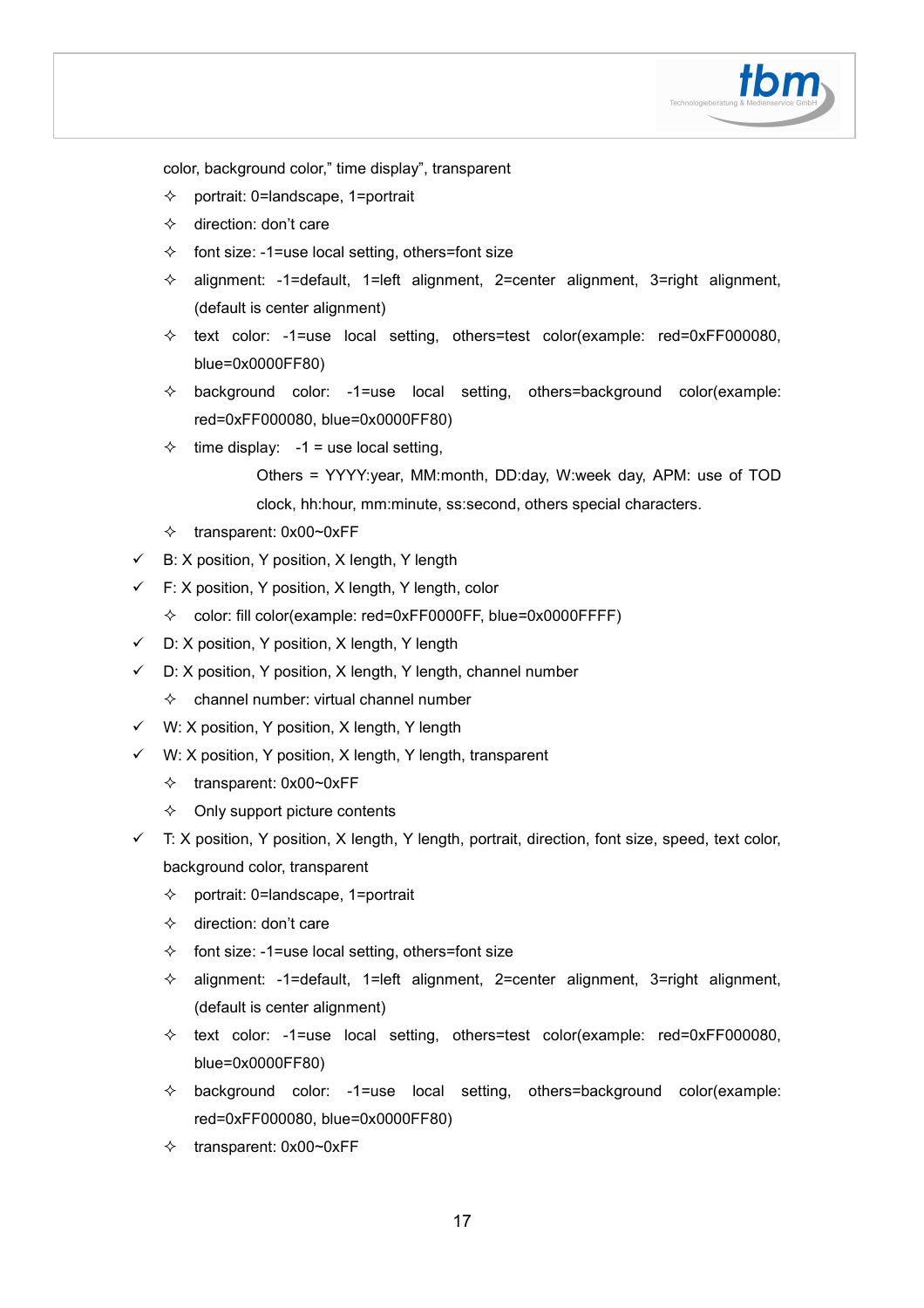color, background color," time display", transparent

- ✧ portrait: 0=landscape, 1=portrait
- ✧ direction: don't care
- ✧ font size: -1=use local setting, others=font size
- ✧ alignment: -1=default, 1=left alignment, 2=center alignment, 3=right alignment, (default is center alignment)
- ✧ text color: -1=use local setting, others=test color(example: red=0xFF000080, blue=0x0000FF80)
- ✧ background color: -1=use local setting, others=background color(example: red=0xFF000080, blue=0x0000FF80)
- ✧ time display: -1 = use local setting,

  Others = YYYY:year, MM:month, DD:day, W:week day, APM: use of TOD clock, hh:hour, mm:minute, ss:second, others special characters.
- ✧ transparent: 0x00~0xFF

✓ B: X position, Y position, X length, Y length

✓ F: X position, Y position, X length, Y length, color

- ✧ color: fill color(example: red=0xFF0000FF, blue=0x0000FFFF)

✓ D: X position, Y position, X length, Y length

✓ D: X position, Y position, X length, Y length, channel number

- ✧ channel number: virtual channel number

✓ W: X position, Y position, X length, Y length

✓ W: X position, Y position, X length, Y length, transparent

- ✧ transparent: 0x00~0xFF
- ✧ Only support picture contents

✓ T: X position, Y position, X length, Y length, portrait, direction, font size, speed, text color, background color, transparent

- ✧ portrait: 0=landscape, 1=portrait
- ✧ direction: don't care
- ✧ font size: -1=use local setting, others=font size
- ✧ alignment: -1=default, 1=left alignment, 2=center alignment, 3=right alignment, (default is center alignment)
- ✧ text color: -1=use local setting, others=test color(example: red=0xFF000080, blue=0x0000FF80)
- ✧ background color: -1=use local setting, others=background color(example: red=0xFF000080, blue=0x0000FF80)
- ✧ transparent: 0x00~0xFF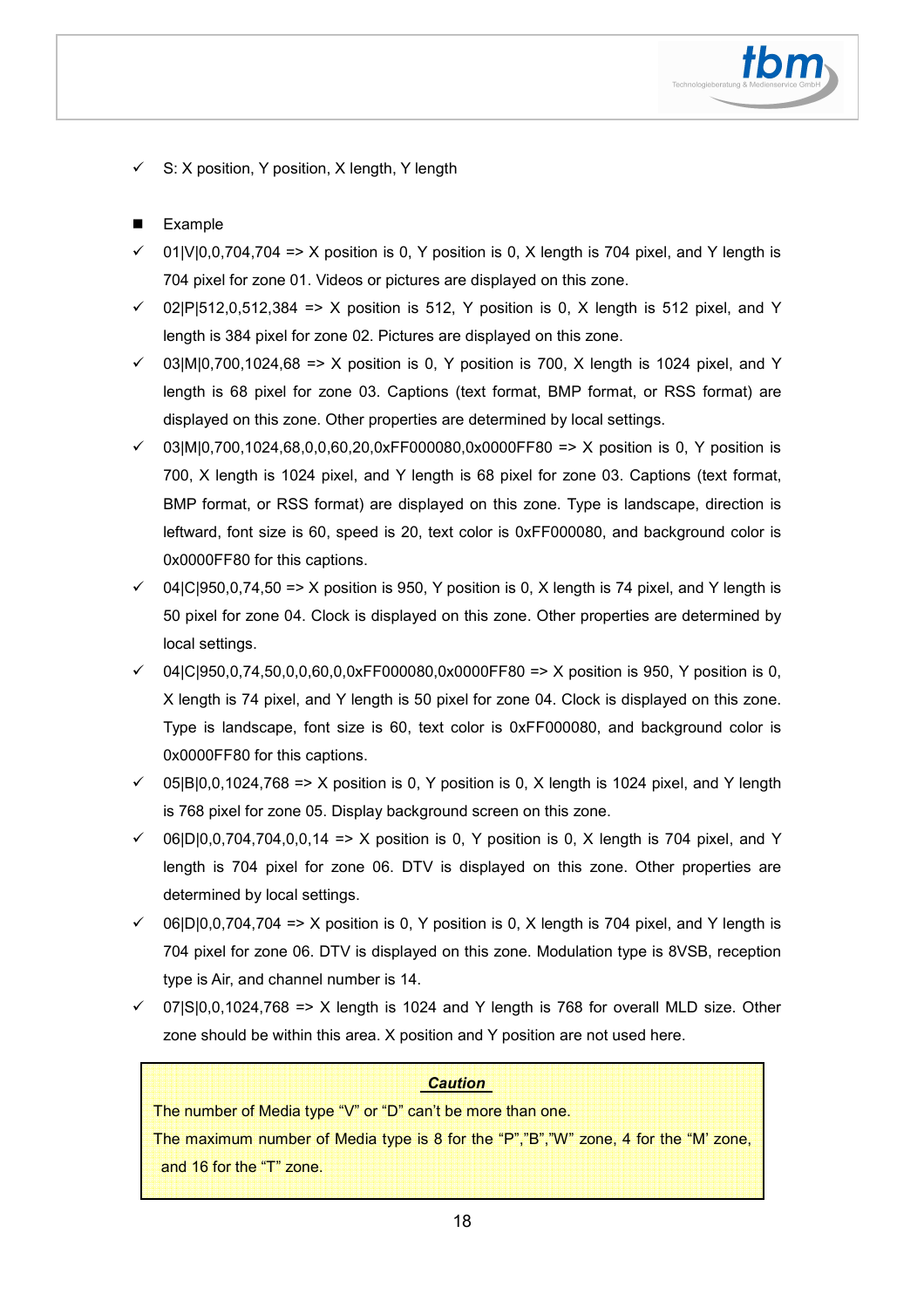- ✓ S: X position, Y position, X length, Y length

- ■ Example

- ✓ 01|V|0,0,704,704 => X position is 0, Y position is 0, X length is 704 pixel, and Y length is 704 pixel for zone 01. Videos or pictures are displayed on this zone.
- ✓ 02|P|512,0,512,384 => X position is 512, Y position is 0, X length is 512 pixel, and Y length is 384 pixel for zone 02. Pictures are displayed on this zone.
- ✓ 03|M|0,700,1024,68 => X position is 0, Y position is 700, X length is 1024 pixel, and Y length is 68 pixel for zone 03. Captions (text format, BMP format, or RSS format) are displayed on this zone. Other properties are determined by local settings.
- ✓ 03|M|0,700,1024,68,0,0,60,20,0xFF000080,0x0000FF80 => X position is 0, Y position is 700, X length is 1024 pixel, and Y length is 68 pixel for zone 03. Captions (text format, BMP format, or RSS format) are displayed on this zone. Type is landscape, direction is leftward, font size is 60, speed is 20, text color is 0xFF000080, and background color is 0x0000FF80 for this captions.
- ✓ 04|C|950,0,74,50 => X position is 950, Y position is 0, X length is 74 pixel, and Y length is 50 pixel for zone 04. Clock is displayed on this zone. Other properties are determined by local settings.
- ✓ 04|C|950,0,74,50,0,0,60,0,0xFF000080,0x0000FF80 => X position is 950, Y position is 0, X length is 74 pixel, and Y length is 50 pixel for zone 04. Clock is displayed on this zone. Type is landscape, font size is 60, text color is 0xFF000080, and background color is 0x0000FF80 for this captions.
- ✓ 05|B|0,0,1024,768 => X position is 0, Y position is 0, X length is 1024 pixel, and Y length is 768 pixel for zone 05. Display background screen on this zone.
- ✓ 06|D|0,0,704,704,0,0,14 => X position is 0, Y position is 0, X length is 704 pixel, and Y length is 704 pixel for zone 06. DTV is displayed on this zone. Other properties are determined by local settings.
- ✓ 06|D|0,0,704,704 => X position is 0, Y position is 0, X length is 704 pixel, and Y length is 704 pixel for zone 06. DTV is displayed on this zone. Modulation type is 8VSB, reception type is Air, and channel number is 14.
- ✓ 07|S|0,0,1024,768 => X length is 1024 and Y length is 768 for overall MLD size. Other zone should be within this area. X position and Y position are not used here.

> ***Caution***
>
> The number of Media type "V" or "D" can't be more than one.
>
> The maximum number of Media type is 8 for the "P","B","W" zone, 4 for the "M' zone, and 16 for the "T" zone.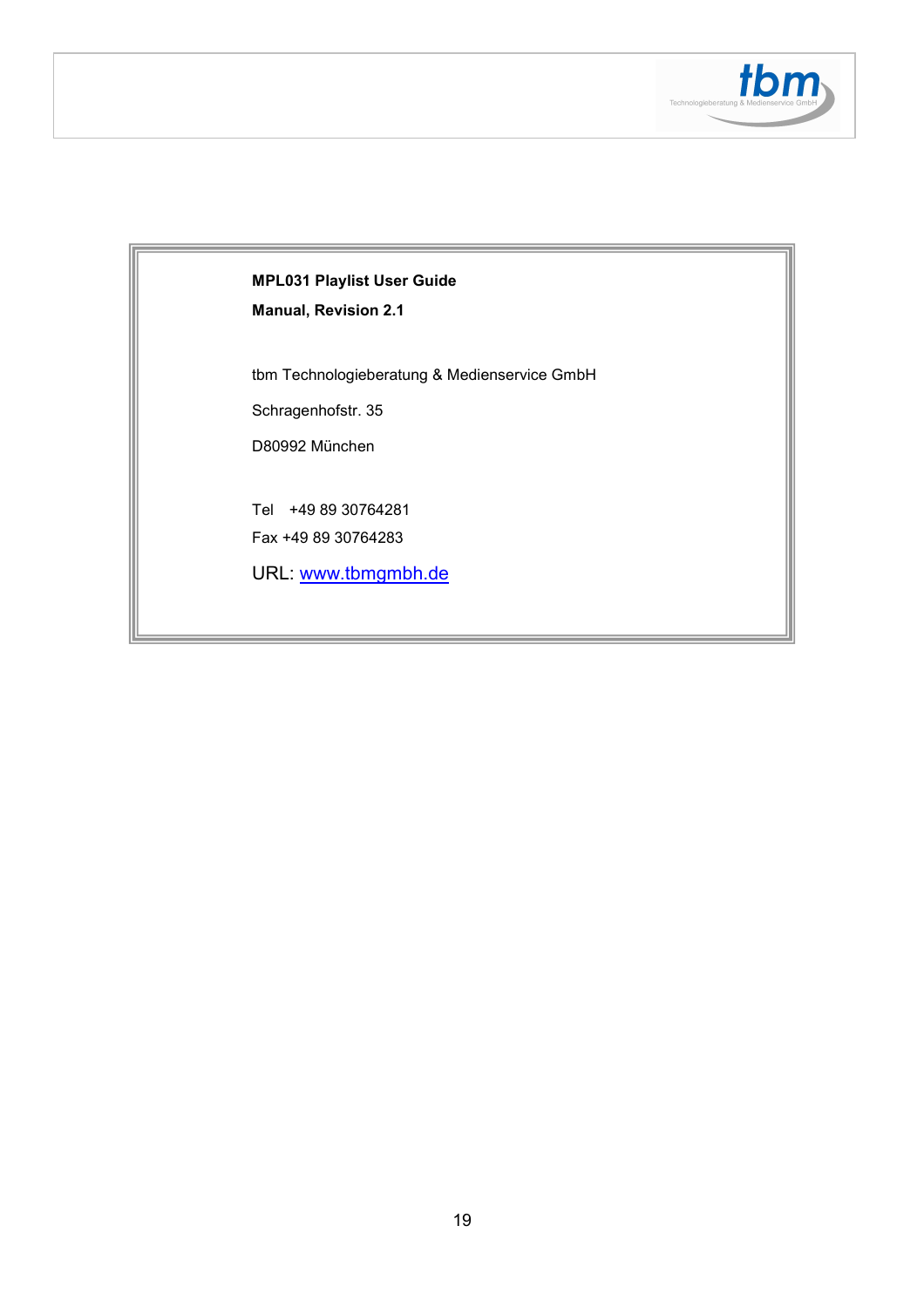**MPL031 Playlist User Guide**

**Manual, Revision 2.1**

tbm Technologieberatung & Medienservice GmbH

Schragenhofstr. 35

D80992 München

Tel +49 89 30764281

Fax +49 89 30764283

URL: [www.tbmgmbh.de](http://www.tbmgmbh.de)